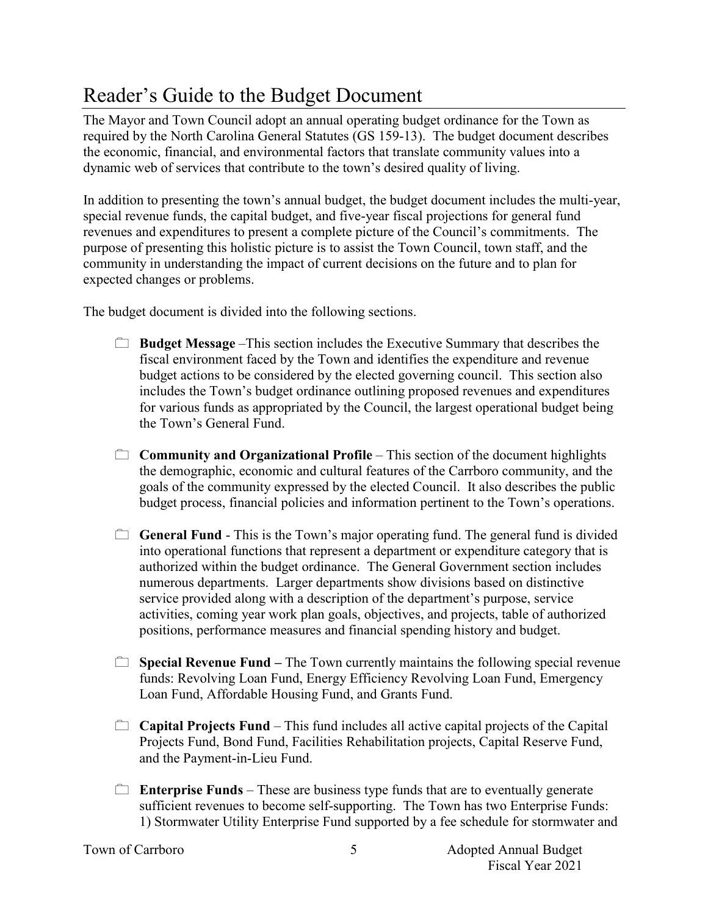# Reader's Guide to the Budget Document

The Mayor and Town Council adopt an annual operating budget ordinance for the Town as required by the North Carolina General Statutes (GS 159-13). The budget document describes the economic, financial, and environmental factors that translate community values into a dynamic web of services that contribute to the town's desired quality of living.

In addition to presenting the town's annual budget, the budget document includes the multi-year, special revenue funds, the capital budget, and five-year fiscal projections for general fund revenues and expenditures to present a complete picture of the Council's commitments. The purpose of presenting this holistic picture is to assist the Town Council, town staff, and the community in understanding the impact of current decisions on the future and to plan for expected changes or problems.

The budget document is divided into the following sections.

- **Budget Message** –This section includes the Executive Summary that describes the fiscal environment faced by the Town and identifies the expenditure and revenue budget actions to be considered by the elected governing council. This section also includes the Town's budget ordinance outlining proposed revenues and expenditures for various funds as appropriated by the Council, the largest operational budget being the Town's General Fund.

- **Community and Organizational Profile** – This section of the document highlights the demographic, economic and cultural features of the Carrboro community, and the goals of the community expressed by the elected Council. It also describes the public budget process, financial policies and information pertinent to the Town's operations.

- **General Fund** - This is the Town's major operating fund. The general fund is divided into operational functions that represent a department or expenditure category that is authorized within the budget ordinance. The General Government section includes numerous departments. Larger departments show divisions based on distinctive service provided along with a description of the department's purpose, service activities, coming year work plan goals, objectives, and projects, table of authorized positions, performance measures and financial spending history and budget.

- **Special Revenue Fund –** The Town currently maintains the following special revenue funds: Revolving Loan Fund, Energy Efficiency Revolving Loan Fund, Emergency Loan Fund, Affordable Housing Fund, and Grants Fund.

- **Capital Projects Fund** – This fund includes all active capital projects of the Capital Projects Fund, Bond Fund, Facilities Rehabilitation projects, Capital Reserve Fund, and the Payment-in-Lieu Fund.

- **Enterprise Funds** – These are business type funds that are to eventually generate sufficient revenues to become self-supporting. The Town has two Enterprise Funds: 1) Stormwater Utility Enterprise Fund supported by a fee schedule for stormwater and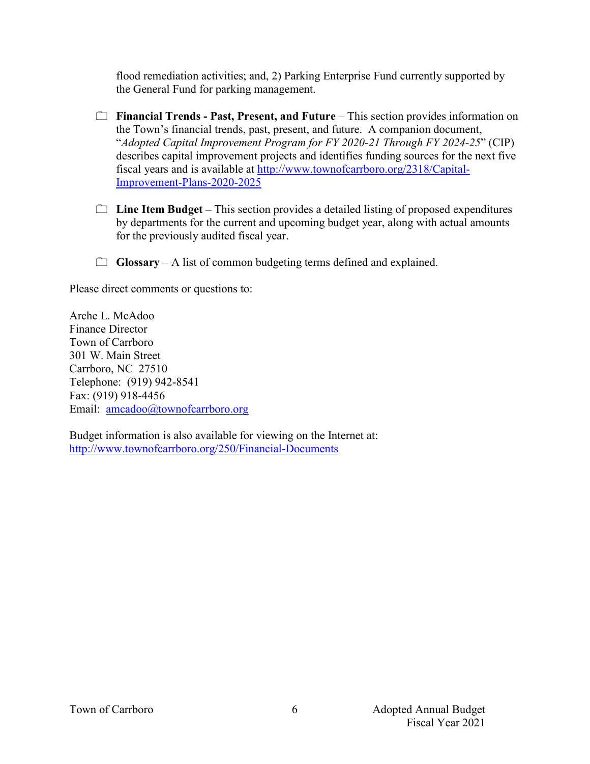flood remediation activities; and, 2) Parking Enterprise Fund currently supported by the General Fund for parking management.

- **Financial Trends - Past, Present, and Future** – This section provides information on the Town's financial trends, past, present, and future. A companion document, "*Adopted Capital Improvement Program for FY 2020-21 Through FY 2024-25*" (CIP) describes capital improvement projects and identifies funding sources for the next five fiscal years and is available at http://www.townofcarrboro.org/2318/Capital-Improvement-Plans-2020-2025

- **Line Item Budget –** This section provides a detailed listing of proposed expenditures by departments for the current and upcoming budget year, along with actual amounts for the previously audited fiscal year.

- **Glossary** – A list of common budgeting terms defined and explained.

Please direct comments or questions to:

Arche L. McAdoo
Finance Director
Town of Carrboro
301 W. Main Street
Carrboro, NC 27510
Telephone: (919) 942-8541
Fax: (919) 918-4456
Email: amcadoo@townofcarrboro.org

Budget information is also available for viewing on the Internet at:
http://www.townofcarrboro.org/250/Financial-Documents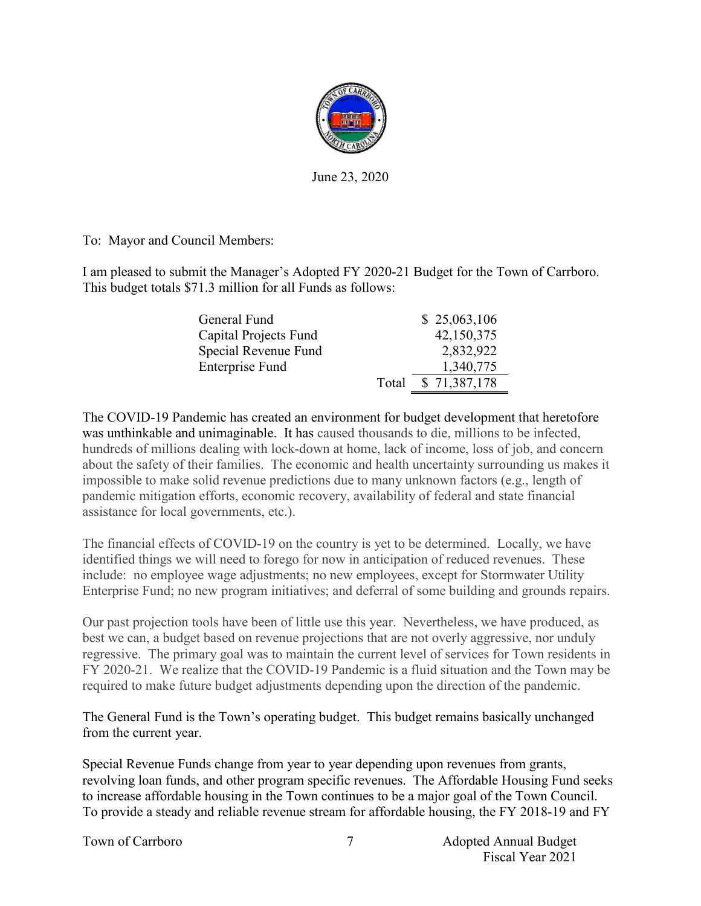June 23, 2020

To: Mayor and Council Members:

I am pleased to submit the Manager's Adopted FY 2020-21 Budget for the Town of Carrboro. This budget totals $71.3 million for all Funds as follows:

| | | |
|---|---|---|
| General Fund | | $ 25,063,106 |
| Capital Projects Fund | | 42,150,375 |
| Special Revenue Fund | | 2,832,922 |
| Enterprise Fund | | 1,340,775 |
| | Total | $ 71,387,178 |

The COVID-19 Pandemic has created an environment for budget development that heretofore was unthinkable and unimaginable. It has caused thousands to die, millions to be infected, hundreds of millions dealing with lock-down at home, lack of income, loss of job, and concern about the safety of their families. The economic and health uncertainty surrounding us makes it impossible to make solid revenue predictions due to many unknown factors (e.g., length of pandemic mitigation efforts, economic recovery, availability of federal and state financial assistance for local governments, etc.).

The financial effects of COVID-19 on the country is yet to be determined. Locally, we have identified things we will need to forego for now in anticipation of reduced revenues. These include: no employee wage adjustments; no new employees, except for Stormwater Utility Enterprise Fund; no new program initiatives; and deferral of some building and grounds repairs.

Our past projection tools have been of little use this year. Nevertheless, we have produced, as best we can, a budget based on revenue projections that are not overly aggressive, nor unduly regressive. The primary goal was to maintain the current level of services for Town residents in FY 2020-21. We realize that the COVID-19 Pandemic is a fluid situation and the Town may be required to make future budget adjustments depending upon the direction of the pandemic.

The General Fund is the Town's operating budget. This budget remains basically unchanged from the current year.

Special Revenue Funds change from year to year depending upon revenues from grants, revolving loan funds, and other program specific revenues. The Affordable Housing Fund seeks to increase affordable housing in the Town continues to be a major goal of the Town Council. To provide a steady and reliable revenue stream for affordable housing, the FY 2018-19 and FY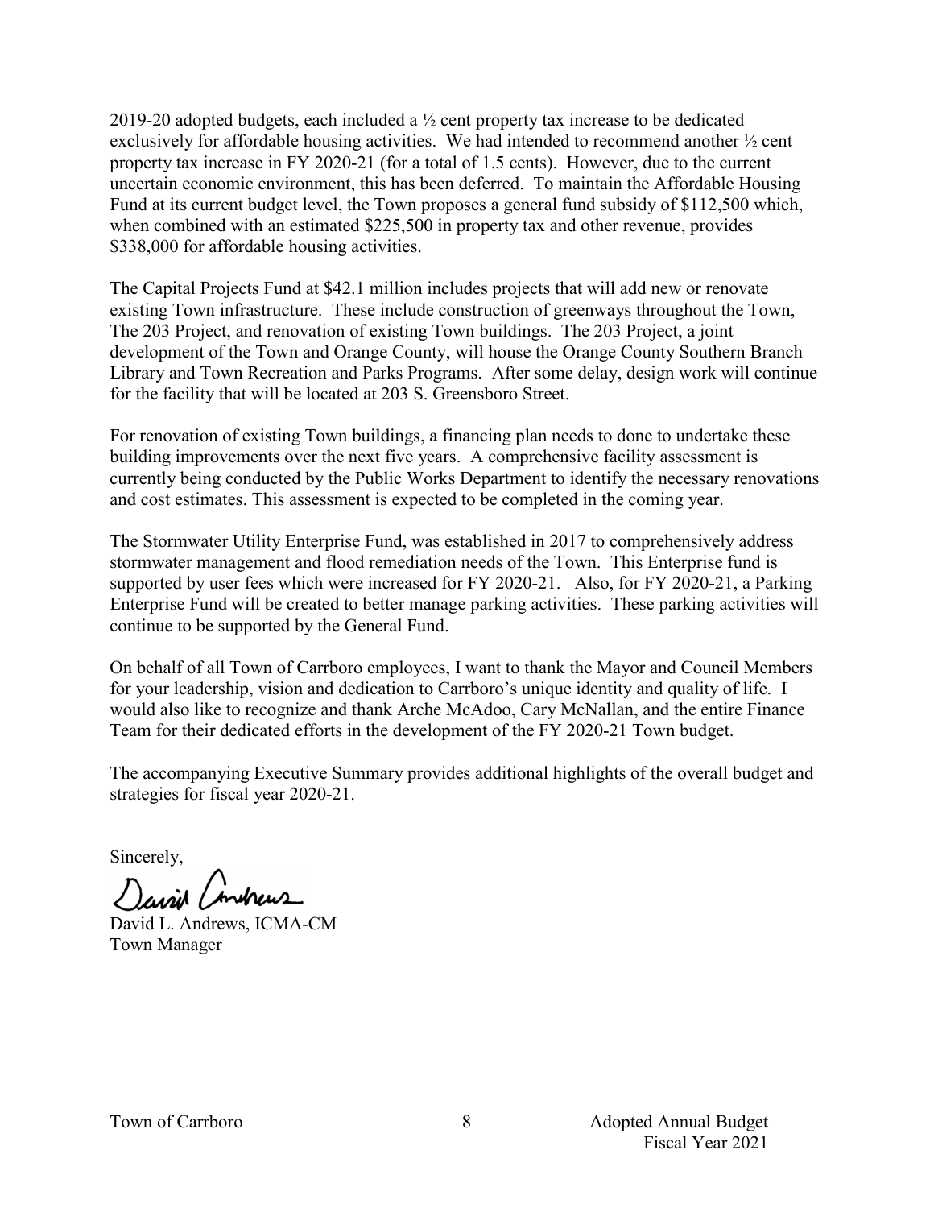2019-20 adopted budgets, each included a ½ cent property tax increase to be dedicated exclusively for affordable housing activities. We had intended to recommend another ½ cent property tax increase in FY 2020-21 (for a total of 1.5 cents). However, due to the current uncertain economic environment, this has been deferred. To maintain the Affordable Housing Fund at its current budget level, the Town proposes a general fund subsidy of $112,500 which, when combined with an estimated $225,500 in property tax and other revenue, provides $338,000 for affordable housing activities.

The Capital Projects Fund at $42.1 million includes projects that will add new or renovate existing Town infrastructure. These include construction of greenways throughout the Town, The 203 Project, and renovation of existing Town buildings. The 203 Project, a joint development of the Town and Orange County, will house the Orange County Southern Branch Library and Town Recreation and Parks Programs. After some delay, design work will continue for the facility that will be located at 203 S. Greensboro Street.

For renovation of existing Town buildings, a financing plan needs to done to undertake these building improvements over the next five years. A comprehensive facility assessment is currently being conducted by the Public Works Department to identify the necessary renovations and cost estimates. This assessment is expected to be completed in the coming year.

The Stormwater Utility Enterprise Fund, was established in 2017 to comprehensively address stormwater management and flood remediation needs of the Town. This Enterprise fund is supported by user fees which were increased for FY 2020-21. Also, for FY 2020-21, a Parking Enterprise Fund will be created to better manage parking activities. These parking activities will continue to be supported by the General Fund.

On behalf of all Town of Carrboro employees, I want to thank the Mayor and Council Members for your leadership, vision and dedication to Carrboro's unique identity and quality of life. I would also like to recognize and thank Arche McAdoo, Cary McNallan, and the entire Finance Team for their dedicated efforts in the development of the FY 2020-21 Town budget.

The accompanying Executive Summary provides additional highlights of the overall budget and strategies for fiscal year 2020-21.

Sincerely,

David Andrews

David L. Andrews, ICMA-CM
Town Manager